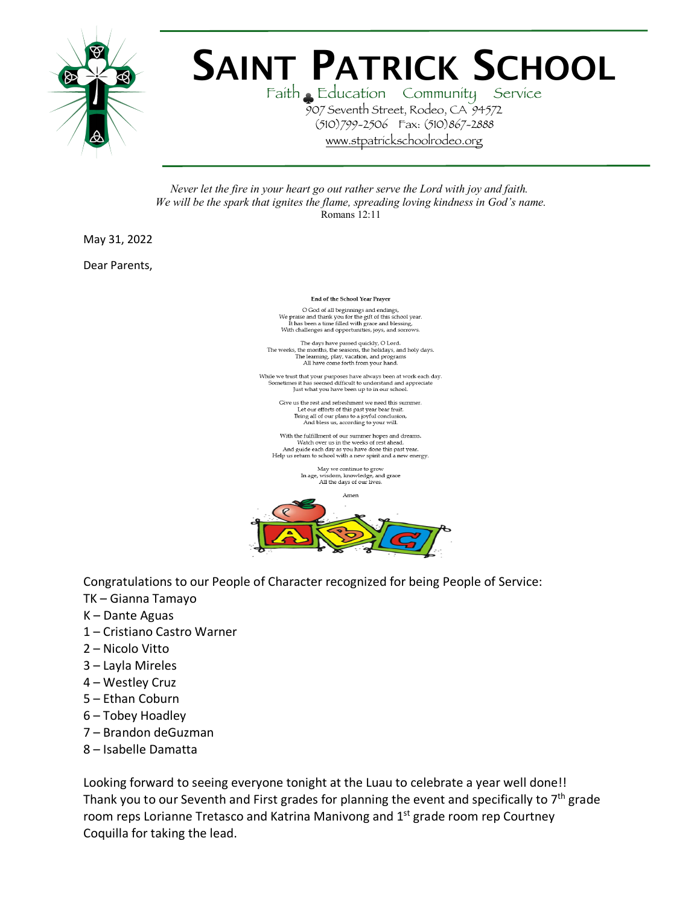# SAINT PATRICK SCHOOL

Faith Education Community Service

907 Seventh Street, Rodeo, CA 94572

(510)799-2506 Fax: (510)867-2888

www.stpatrickschoolrodeo.org

*Never let the fire in your heart go out rather serve the Lord with joy and faith.*
*We will be the spark that ignites the flame, spreading loving kindness in God's name.*
Romans 12:11

May 31, 2022

Dear Parents,

**End of the School Year Prayer**

O God of all beginnings and endings,
We praise and thank you for the gift of this school year.
It has been a time filled with grace and blessing,
With challenges and opportunities, joys, and sorrows.

The days have passed quickly, O Lord.
The weeks, the months, the seasons, the holidays, and holy days.
The learning, play, vacation, and programs
All have come forth from your hand.

While we trust that your purposes have always been at work each day.
Sometimes it has seemed difficult to understand and appreciate
Just what you have been up to in our school.

Give us the rest and refreshment we need this summer.
Let our efforts of this past year bear fruit.
Bring all of our plans to a joyful conclusion,
And bless us, according to your will.

With the fulfillment of our summer hopes and dreams.
Watch over us in the weeks of rest ahead.
And guide each day as you have done this past year.
Help us return to school with a new spirit and a new energy.

May we continue to grow
In age, wisdom, knowledge, and grace
All the days of our lives.

Amen

Congratulations to our People of Character recognized for being People of Service:

- TK – Gianna Tamayo
- K – Dante Aguas
- 1 – Cristiano Castro Warner
- 2 – Nicolo Vitto
- 3 – Layla Mireles
- 4 – Westley Cruz
- 5 – Ethan Coburn
- 6 – Tobey Hoadley
- 7 – Brandon deGuzman
- 8 – Isabelle Damatta

Looking forward to seeing everyone tonight at the Luau to celebrate a year well done!! Thank you to our Seventh and First grades for planning the event and specifically to 7th grade room reps Lorianne Tretasco and Katrina Manivong and 1st grade room rep Courtney Coquilla for taking the lead.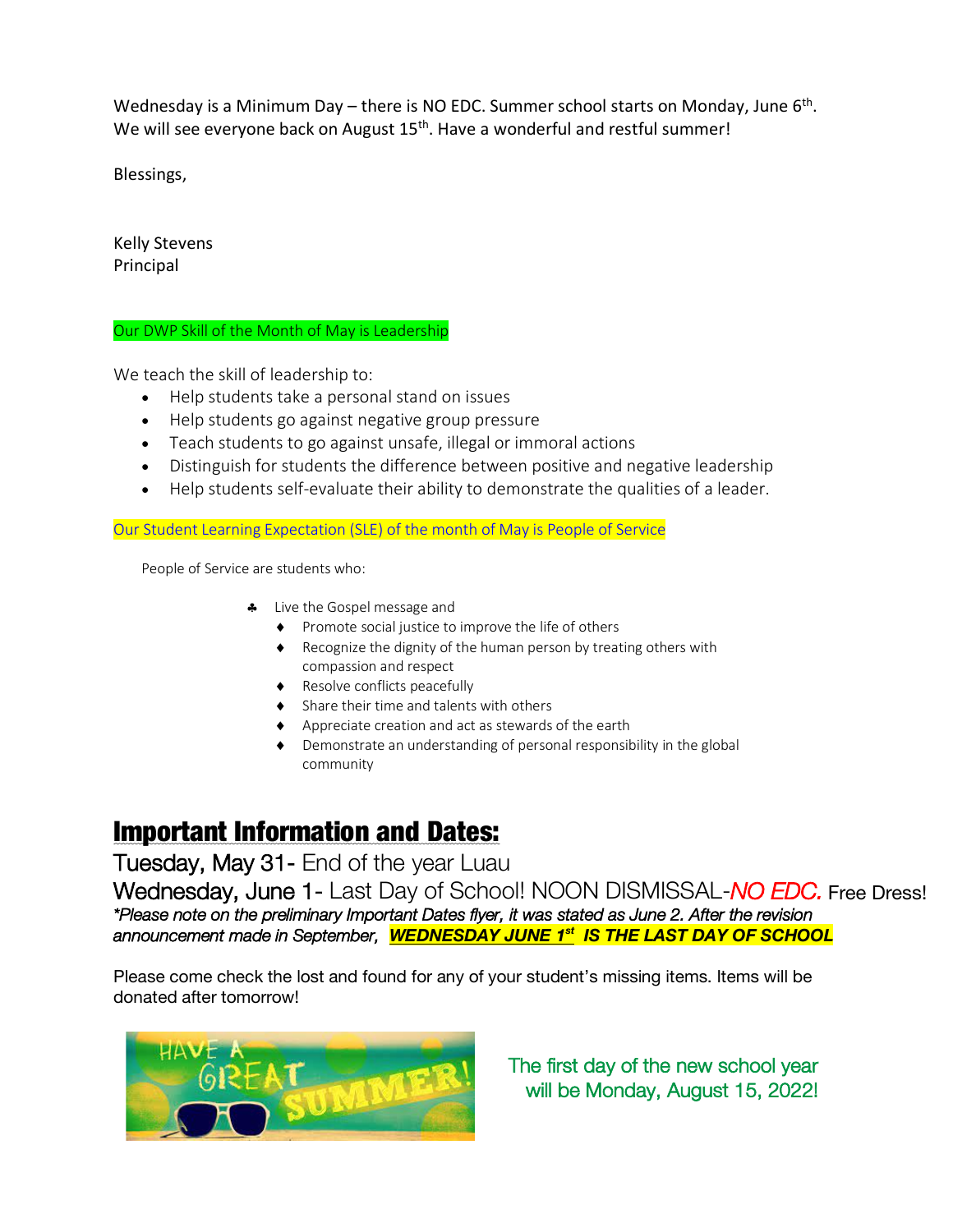Wednesday is a Minimum Day – there is NO EDC. Summer school starts on Monday, June 6th. We will see everyone back on August 15th. Have a wonderful and restful summer!

Blessings,

Kelly Stevens
Principal

Our DWP Skill of the Month of May is Leadership

We teach the skill of leadership to:

- Help students take a personal stand on issues
- Help students go against negative group pressure
- Teach students to go against unsafe, illegal or immoral actions
- Distinguish for students the difference between positive and negative leadership
- Help students self-evaluate their ability to demonstrate the qualities of a leader.

Our Student Learning Expectation (SLE) of the month of May is People of Service

People of Service are students who:

- Live the Gospel message and
  - Promote social justice to improve the life of others
  - Recognize the dignity of the human person by treating others with compassion and respect
  - Resolve conflicts peacefully
  - Share their time and talents with others
  - Appreciate creation and act as stewards of the earth
  - Demonstrate an understanding of personal responsibility in the global community

## Important Information and Dates:

Tuesday, May 31- End of the year Luau

Wednesday, June 1- Last Day of School! NOON DISMISSAL-*NO EDC.* Free Dress!

*\*Please note on the preliminary Important Dates flyer, it was stated as June 2. After the revision announcement made in September,* ***WEDNESDAY JUNE 1st IS THE LAST DAY OF SCHOOL***

Please come check the lost and found for any of your student's missing items. Items will be donated after tomorrow!

The first day of the new school year will be Monday, August 15, 2022!